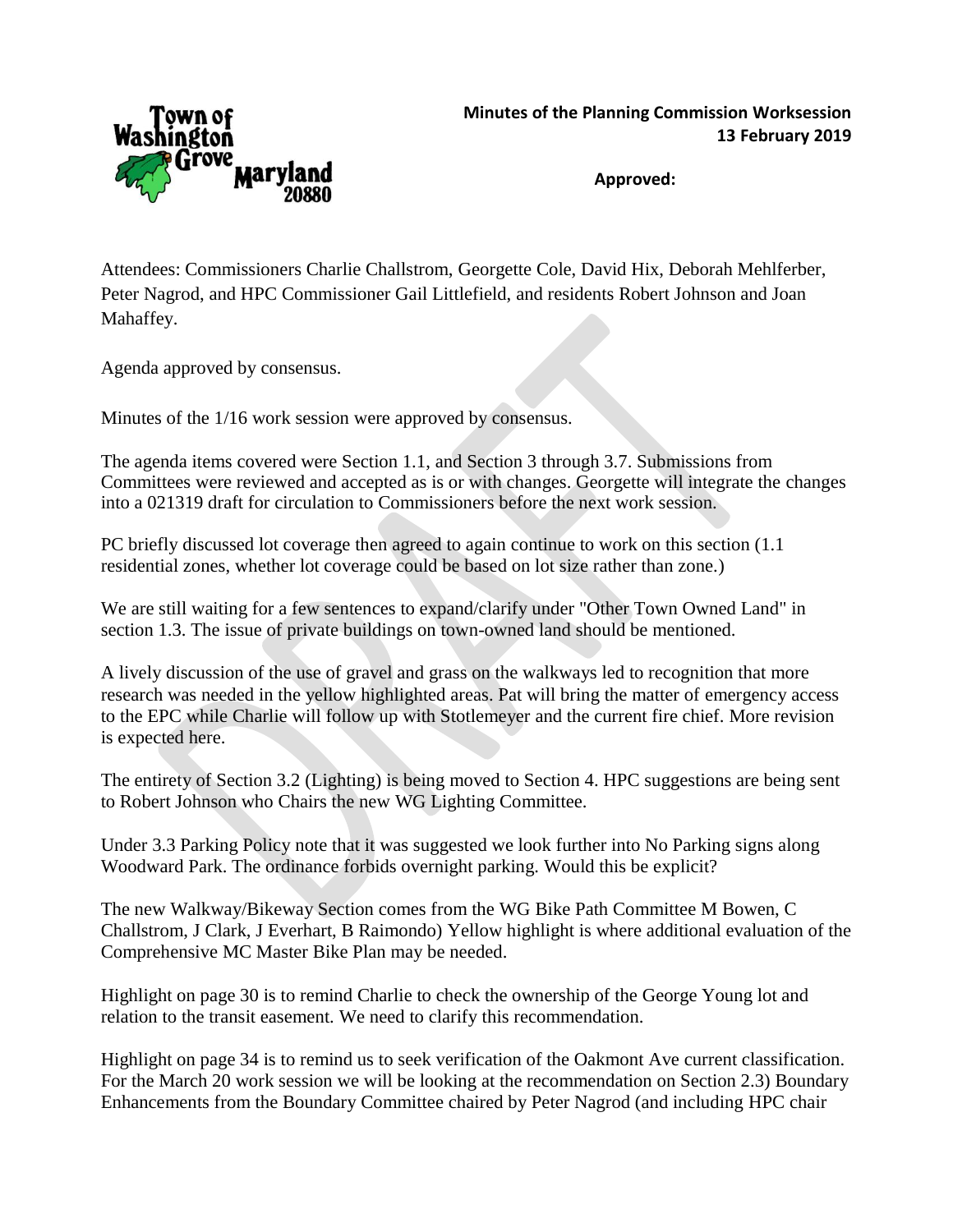Town of Washington Grove Maryland 20880

# Minutes of the Planning Commission Worksession
## 13 February 2019

**Approved:**

DRAFT

Attendees: Commissioners Charlie Challstrom, Georgette Cole, David Hix, Deborah Mehlferber, Peter Nagrod, and HPC Commissioner Gail Littlefield, and residents Robert Johnson and Joan Mahaffey.

Agenda approved by consensus.

Minutes of the 1/16 work session were approved by consensus.

The agenda items covered were Section 1.1, and Section 3 through 3.7. Submissions from Committees were reviewed and accepted as is or with changes. Georgette will integrate the changes into a 021319 draft for circulation to Commissioners before the next work session.

PC briefly discussed lot coverage then agreed to again continue to work on this section (1.1 residential zones, whether lot coverage could be based on lot size rather than zone.)

We are still waiting for a few sentences to expand/clarify under "Other Town Owned Land" in section 1.3. The issue of private buildings on town-owned land should be mentioned.

A lively discussion of the use of gravel and grass on the walkways led to recognition that more research was needed in the yellow highlighted areas. Pat will bring the matter of emergency access to the EPC while Charlie will follow up with Stotlemeyer and the current fire chief. More revision is expected here.

The entirety of Section 3.2 (Lighting) is being moved to Section 4. HPC suggestions are being sent to Robert Johnson who Chairs the new WG Lighting Committee.

Under 3.3 Parking Policy note that it was suggested we look further into No Parking signs along Woodward Park. The ordinance forbids overnight parking. Would this be explicit?

The new Walkway/Bikeway Section comes from the WG Bike Path Committee M Bowen, C Challstrom, J Clark, J Everhart, B Raimondo) Yellow highlight is where additional evaluation of the Comprehensive MC Master Bike Plan may be needed.

Highlight on page 30 is to remind Charlie to check the ownership of the George Young lot and relation to the transit easement. We need to clarify this recommendation.

Highlight on page 34 is to remind us to seek verification of the Oakmont Ave current classification. For the March 20 work session we will be looking at the recommendation on Section 2.3) Boundary Enhancements from the Boundary Committee chaired by Peter Nagrod (and including HPC chair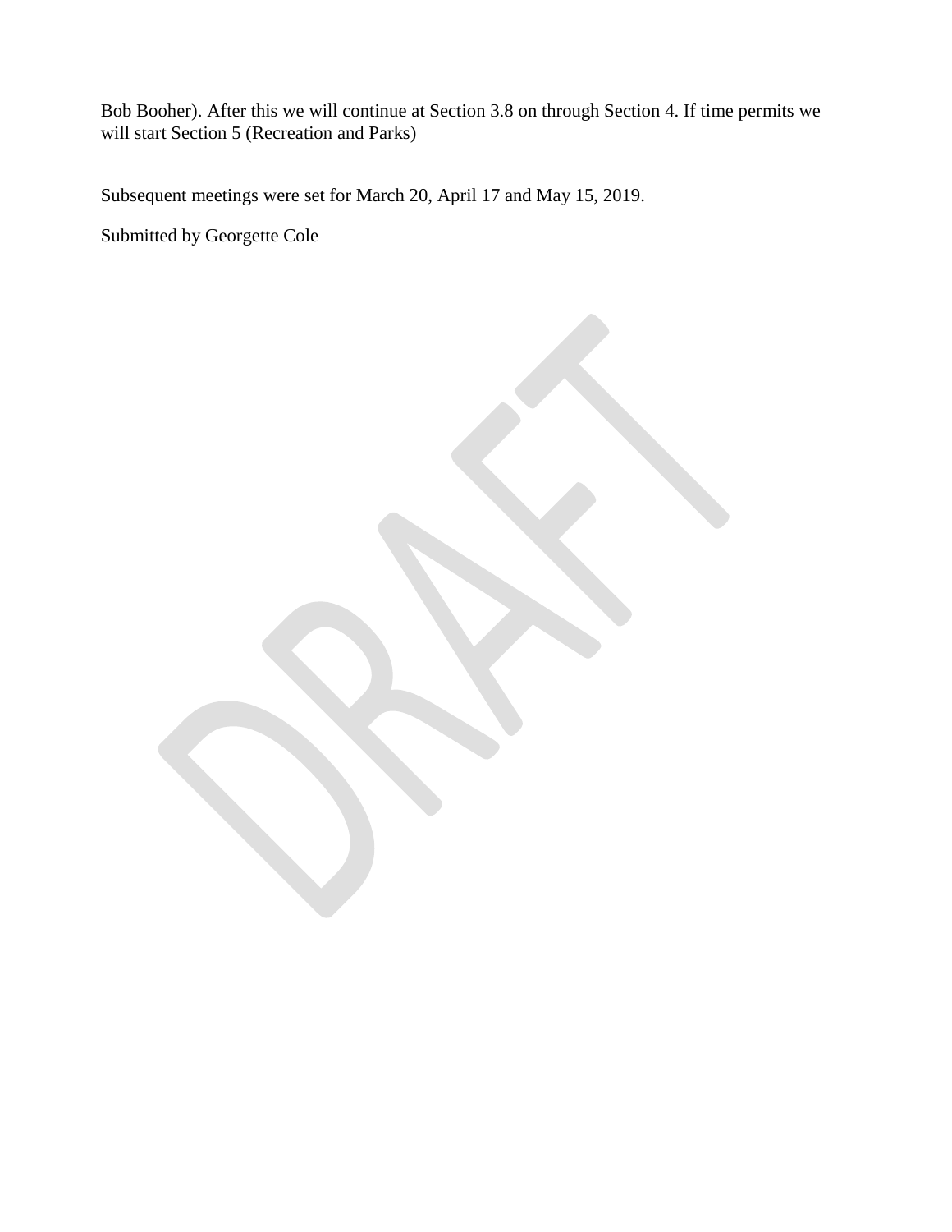Bob Booher). After this we will continue at Section 3.8 on through Section 4. If time permits we will start Section 5 (Recreation and Parks)

Subsequent meetings were set for March 20, April 17 and May 15, 2019.

Submitted by Georgette Cole